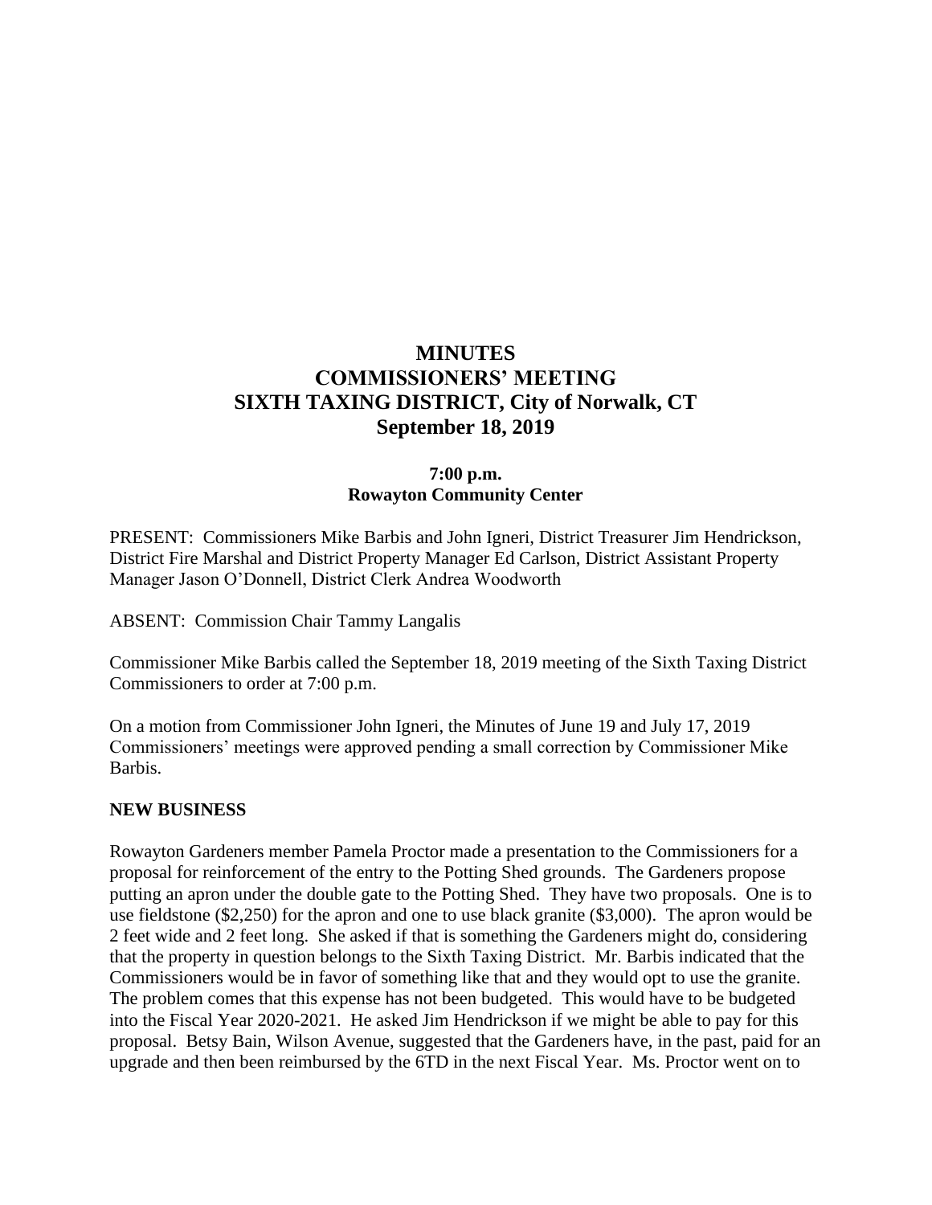# MINUTES
# COMMISSIONERS' MEETING
# SIXTH TAXING DISTRICT, City of Norwalk, CT
# September 18, 2019

**7:00 p.m.**
**Rowayton Community Center**

PRESENT: Commissioners Mike Barbis and John Igneri, District Treasurer Jim Hendrickson, District Fire Marshal and District Property Manager Ed Carlson, District Assistant Property Manager Jason O'Donnell, District Clerk Andrea Woodworth

ABSENT: Commission Chair Tammy Langalis

Commissioner Mike Barbis called the September 18, 2019 meeting of the Sixth Taxing District Commissioners to order at 7:00 p.m.

On a motion from Commissioner John Igneri, the Minutes of June 19 and July 17, 2019 Commissioners' meetings were approved pending a small correction by Commissioner Mike Barbis.

**NEW BUSINESS**

Rowayton Gardeners member Pamela Proctor made a presentation to the Commissioners for a proposal for reinforcement of the entry to the Potting Shed grounds. The Gardeners propose putting an apron under the double gate to the Potting Shed. They have two proposals. One is to use fieldstone ($2,250) for the apron and one to use black granite ($3,000). The apron would be 2 feet wide and 2 feet long. She asked if that is something the Gardeners might do, considering that the property in question belongs to the Sixth Taxing District. Mr. Barbis indicated that the Commissioners would be in favor of something like that and they would opt to use the granite. The problem comes that this expense has not been budgeted. This would have to be budgeted into the Fiscal Year 2020-2021. He asked Jim Hendrickson if we might be able to pay for this proposal. Betsy Bain, Wilson Avenue, suggested that the Gardeners have, in the past, paid for an upgrade and then been reimbursed by the 6TD in the next Fiscal Year. Ms. Proctor went on to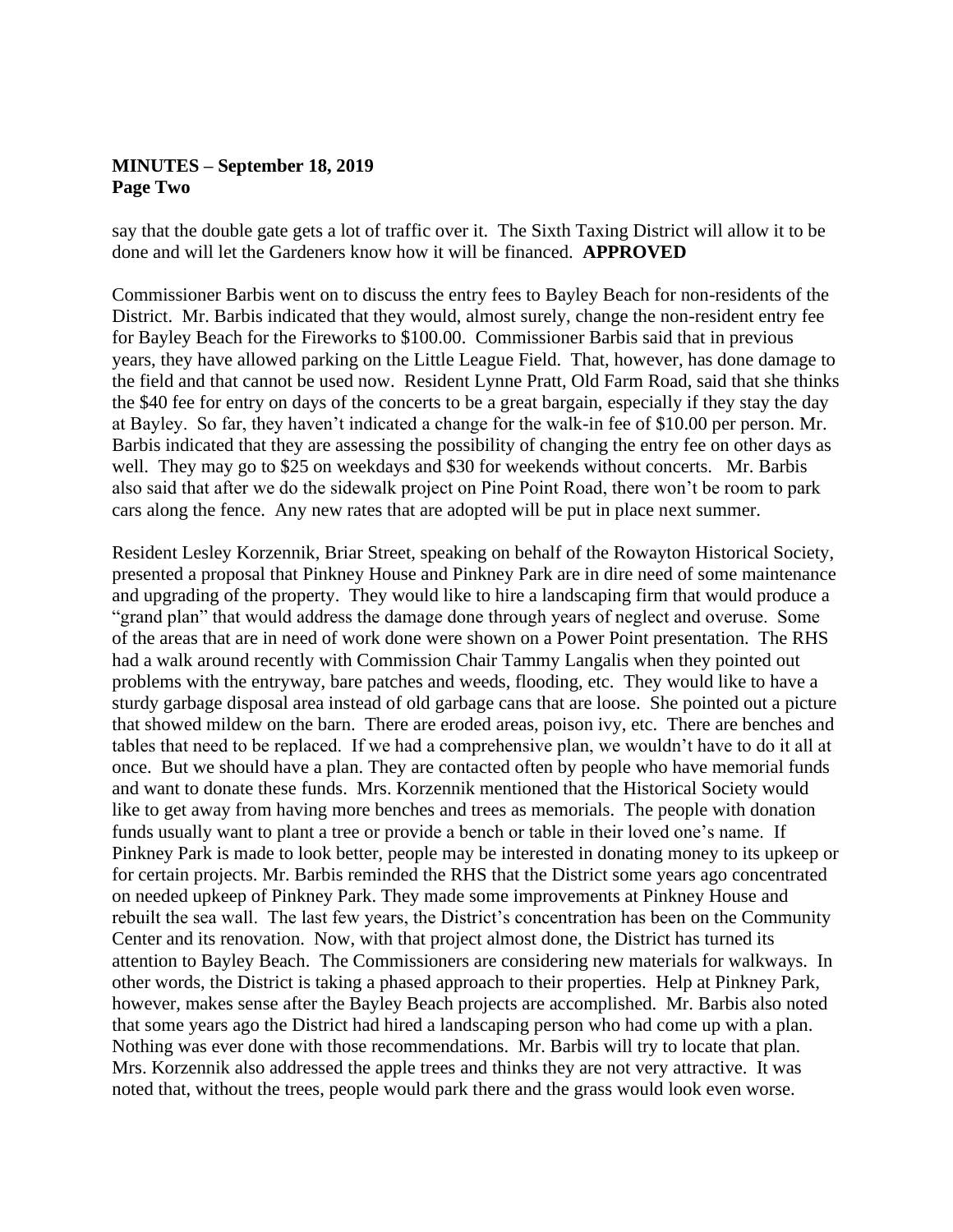say that the double gate gets a lot of traffic over it. The Sixth Taxing District will allow it to be done and will let the Gardeners know how it will be financed. **APPROVED**

Commissioner Barbis went on to discuss the entry fees to Bayley Beach for non-residents of the District. Mr. Barbis indicated that they would, almost surely, change the non-resident entry fee for Bayley Beach for the Fireworks to $100.00. Commissioner Barbis said that in previous years, they have allowed parking on the Little League Field. That, however, has done damage to the field and that cannot be used now. Resident Lynne Pratt, Old Farm Road, said that she thinks the $40 fee for entry on days of the concerts to be a great bargain, especially if they stay the day at Bayley. So far, they haven't indicated a change for the walk-in fee of $10.00 per person. Mr. Barbis indicated that they are assessing the possibility of changing the entry fee on other days as well. They may go to $25 on weekdays and $30 for weekends without concerts. Mr. Barbis also said that after we do the sidewalk project on Pine Point Road, there won't be room to park cars along the fence. Any new rates that are adopted will be put in place next summer.

Resident Lesley Korzennik, Briar Street, speaking on behalf of the Rowayton Historical Society, presented a proposal that Pinkney House and Pinkney Park are in dire need of some maintenance and upgrading of the property. They would like to hire a landscaping firm that would produce a "grand plan" that would address the damage done through years of neglect and overuse. Some of the areas that are in need of work done were shown on a Power Point presentation. The RHS had a walk around recently with Commission Chair Tammy Langalis when they pointed out problems with the entryway, bare patches and weeds, flooding, etc. They would like to have a sturdy garbage disposal area instead of old garbage cans that are loose. She pointed out a picture that showed mildew on the barn. There are eroded areas, poison ivy, etc. There are benches and tables that need to be replaced. If we had a comprehensive plan, we wouldn't have to do it all at once. But we should have a plan. They are contacted often by people who have memorial funds and want to donate these funds. Mrs. Korzennik mentioned that the Historical Society would like to get away from having more benches and trees as memorials. The people with donation funds usually want to plant a tree or provide a bench or table in their loved one's name. If Pinkney Park is made to look better, people may be interested in donating money to its upkeep or for certain projects. Mr. Barbis reminded the RHS that the District some years ago concentrated on needed upkeep of Pinkney Park. They made some improvements at Pinkney House and rebuilt the sea wall. The last few years, the District's concentration has been on the Community Center and its renovation. Now, with that project almost done, the District has turned its attention to Bayley Beach. The Commissioners are considering new materials for walkways. In other words, the District is taking a phased approach to their properties. Help at Pinkney Park, however, makes sense after the Bayley Beach projects are accomplished. Mr. Barbis also noted that some years ago the District had hired a landscaping person who had come up with a plan. Nothing was ever done with those recommendations. Mr. Barbis will try to locate that plan. Mrs. Korzennik also addressed the apple trees and thinks they are not very attractive. It was noted that, without the trees, people would park there and the grass would look even worse.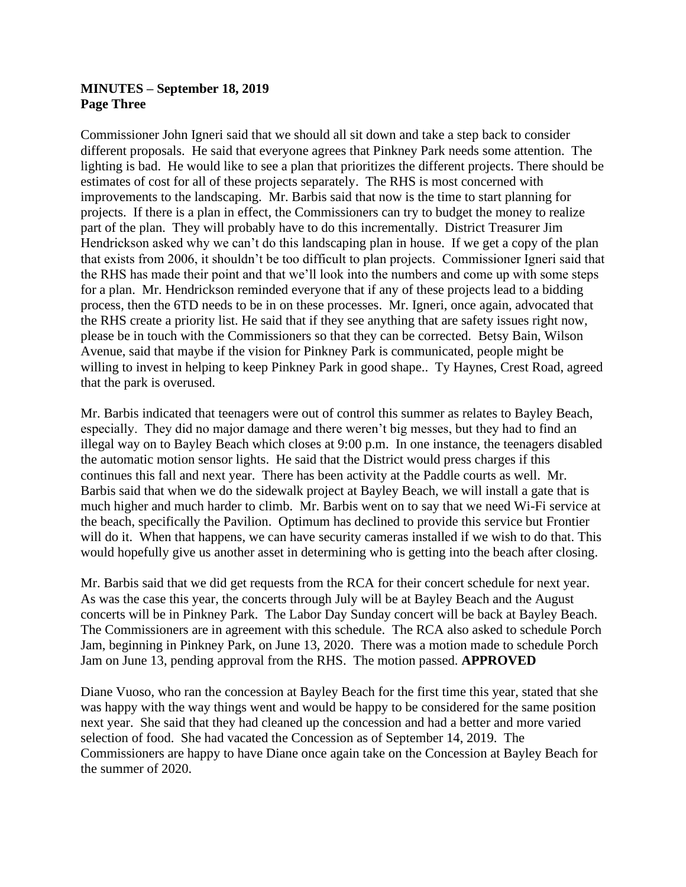**MINUTES – September 18, 2019**
**Page Three**

Commissioner John Igneri said that we should all sit down and take a step back to consider different proposals. He said that everyone agrees that Pinkney Park needs some attention. The lighting is bad. He would like to see a plan that prioritizes the different projects. There should be estimates of cost for all of these projects separately. The RHS is most concerned with improvements to the landscaping. Mr. Barbis said that now is the time to start planning for projects. If there is a plan in effect, the Commissioners can try to budget the money to realize part of the plan. They will probably have to do this incrementally. District Treasurer Jim Hendrickson asked why we can't do this landscaping plan in house. If we get a copy of the plan that exists from 2006, it shouldn't be too difficult to plan projects. Commissioner Igneri said that the RHS has made their point and that we'll look into the numbers and come up with some steps for a plan. Mr. Hendrickson reminded everyone that if any of these projects lead to a bidding process, then the 6TD needs to be in on these processes. Mr. Igneri, once again, advocated that the RHS create a priority list. He said that if they see anything that are safety issues right now, please be in touch with the Commissioners so that they can be corrected. Betsy Bain, Wilson Avenue, said that maybe if the vision for Pinkney Park is communicated, people might be willing to invest in helping to keep Pinkney Park in good shape.. Ty Haynes, Crest Road, agreed that the park is overused.

Mr. Barbis indicated that teenagers were out of control this summer as relates to Bayley Beach, especially. They did no major damage and there weren't big messes, but they had to find an illegal way on to Bayley Beach which closes at 9:00 p.m. In one instance, the teenagers disabled the automatic motion sensor lights. He said that the District would press charges if this continues this fall and next year. There has been activity at the Paddle courts as well. Mr. Barbis said that when we do the sidewalk project at Bayley Beach, we will install a gate that is much higher and much harder to climb. Mr. Barbis went on to say that we need Wi-Fi service at the beach, specifically the Pavilion. Optimum has declined to provide this service but Frontier will do it. When that happens, we can have security cameras installed if we wish to do that. This would hopefully give us another asset in determining who is getting into the beach after closing.

Mr. Barbis said that we did get requests from the RCA for their concert schedule for next year. As was the case this year, the concerts through July will be at Bayley Beach and the August concerts will be in Pinkney Park. The Labor Day Sunday concert will be back at Bayley Beach. The Commissioners are in agreement with this schedule. The RCA also asked to schedule Porch Jam, beginning in Pinkney Park, on June 13, 2020. There was a motion made to schedule Porch Jam on June 13, pending approval from the RHS. The motion passed. **APPROVED**

Diane Vuoso, who ran the concession at Bayley Beach for the first time this year, stated that she was happy with the way things went and would be happy to be considered for the same position next year. She said that they had cleaned up the concession and had a better and more varied selection of food. She had vacated the Concession as of September 14, 2019. The Commissioners are happy to have Diane once again take on the Concession at Bayley Beach for the summer of 2020.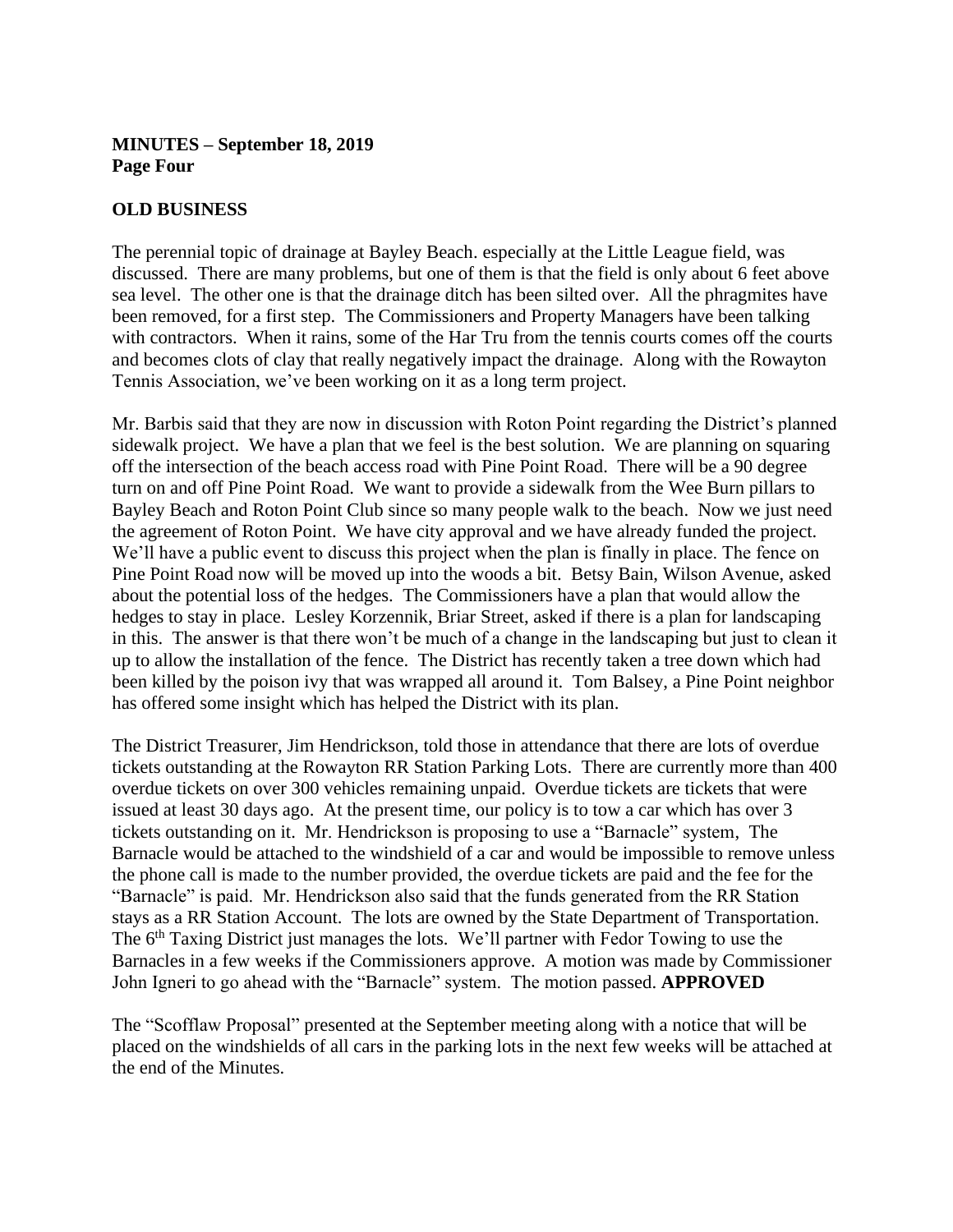**MINUTES – September 18, 2019**
**Page Four**

**OLD BUSINESS**

The perennial topic of drainage at Bayley Beach. especially at the Little League field, was discussed. There are many problems, but one of them is that the field is only about 6 feet above sea level. The other one is that the drainage ditch has been silted over. All the phragmites have been removed, for a first step. The Commissioners and Property Managers have been talking with contractors. When it rains, some of the Har Tru from the tennis courts comes off the courts and becomes clots of clay that really negatively impact the drainage. Along with the Rowayton Tennis Association, we've been working on it as a long term project.

Mr. Barbis said that they are now in discussion with Roton Point regarding the District's planned sidewalk project. We have a plan that we feel is the best solution. We are planning on squaring off the intersection of the beach access road with Pine Point Road. There will be a 90 degree turn on and off Pine Point Road. We want to provide a sidewalk from the Wee Burn pillars to Bayley Beach and Roton Point Club since so many people walk to the beach. Now we just need the agreement of Roton Point. We have city approval and we have already funded the project. We'll have a public event to discuss this project when the plan is finally in place. The fence on Pine Point Road now will be moved up into the woods a bit. Betsy Bain, Wilson Avenue, asked about the potential loss of the hedges. The Commissioners have a plan that would allow the hedges to stay in place. Lesley Korzennik, Briar Street, asked if there is a plan for landscaping in this. The answer is that there won't be much of a change in the landscaping but just to clean it up to allow the installation of the fence. The District has recently taken a tree down which had been killed by the poison ivy that was wrapped all around it. Tom Balsey, a Pine Point neighbor has offered some insight which has helped the District with its plan.

The District Treasurer, Jim Hendrickson, told those in attendance that there are lots of overdue tickets outstanding at the Rowayton RR Station Parking Lots. There are currently more than 400 overdue tickets on over 300 vehicles remaining unpaid. Overdue tickets are tickets that were issued at least 30 days ago. At the present time, our policy is to tow a car which has over 3 tickets outstanding on it. Mr. Hendrickson is proposing to use a "Barnacle" system, The Barnacle would be attached to the windshield of a car and would be impossible to remove unless the phone call is made to the number provided, the overdue tickets are paid and the fee for the "Barnacle" is paid. Mr. Hendrickson also said that the funds generated from the RR Station stays as a RR Station Account. The lots are owned by the State Department of Transportation. The 6th Taxing District just manages the lots. We'll partner with Fedor Towing to use the Barnacles in a few weeks if the Commissioners approve. A motion was made by Commissioner John Igneri to go ahead with the "Barnacle" system. The motion passed. **APPROVED**

The "Scofflaw Proposal" presented at the September meeting along with a notice that will be placed on the windshields of all cars in the parking lots in the next few weeks will be attached at the end of the Minutes.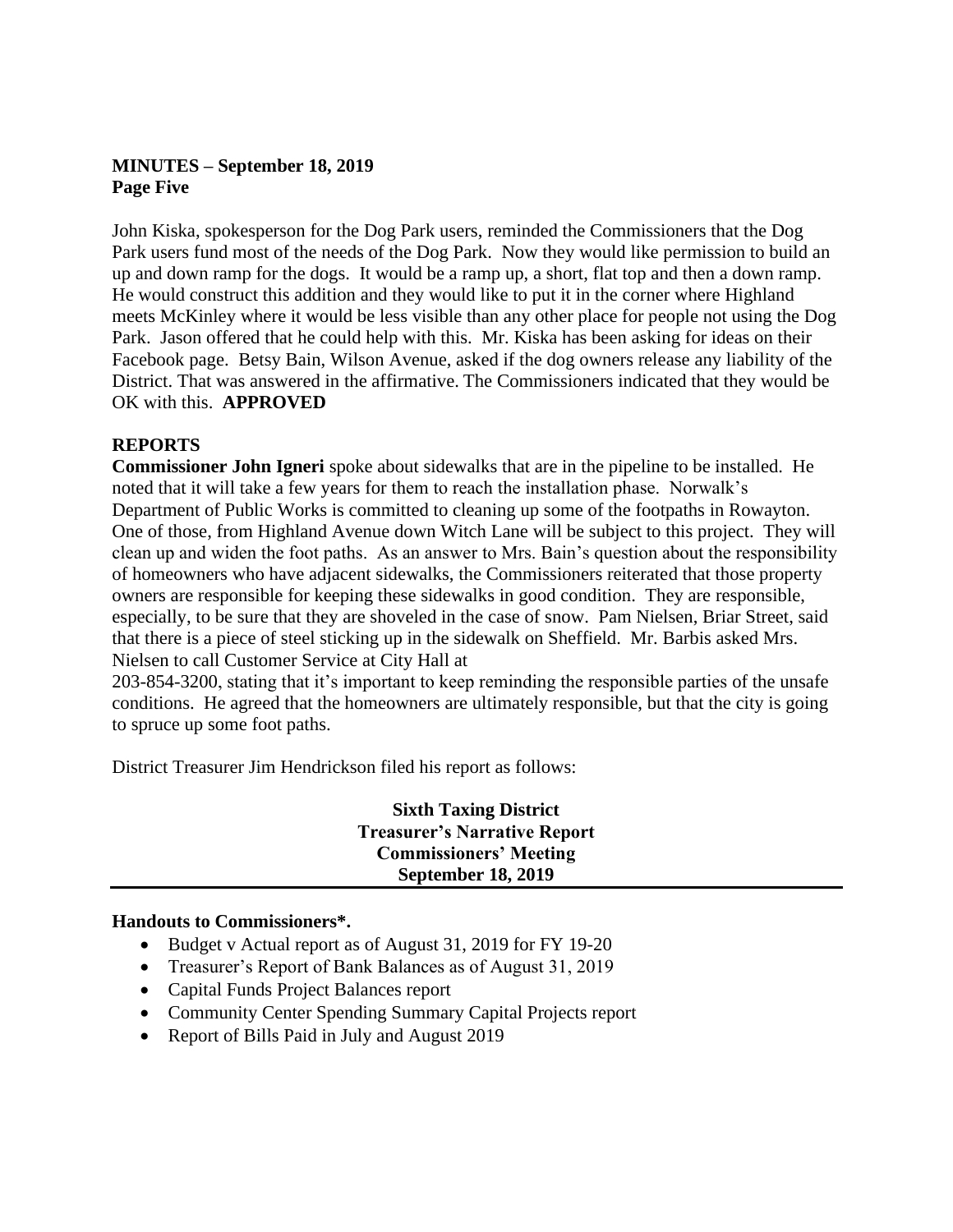**MINUTES – September 18, 2019**
**Page Five**

John Kiska, spokesperson for the Dog Park users, reminded the Commissioners that the Dog Park users fund most of the needs of the Dog Park. Now they would like permission to build an up and down ramp for the dogs. It would be a ramp up, a short, flat top and then a down ramp. He would construct this addition and they would like to put it in the corner where Highland meets McKinley where it would be less visible than any other place for people not using the Dog Park. Jason offered that he could help with this. Mr. Kiska has been asking for ideas on their Facebook page. Betsy Bain, Wilson Avenue, asked if the dog owners release any liability of the District. That was answered in the affirmative. The Commissioners indicated that they would be OK with this. **APPROVED**

**REPORTS**

**Commissioner John Igneri** spoke about sidewalks that are in the pipeline to be installed. He noted that it will take a few years for them to reach the installation phase. Norwalk's Department of Public Works is committed to cleaning up some of the footpaths in Rowayton. One of those, from Highland Avenue down Witch Lane will be subject to this project. They will clean up and widen the foot paths. As an answer to Mrs. Bain's question about the responsibility of homeowners who have adjacent sidewalks, the Commissioners reiterated that those property owners are responsible for keeping these sidewalks in good condition. They are responsible, especially, to be sure that they are shoveled in the case of snow. Pam Nielsen, Briar Street, said that there is a piece of steel sticking up in the sidewalk on Sheffield. Mr. Barbis asked Mrs. Nielsen to call Customer Service at City Hall at
203-854-3200, stating that it's important to keep reminding the responsible parties of the unsafe conditions. He agreed that the homeowners are ultimately responsible, but that the city is going to spruce up some foot paths.

District Treasurer Jim Hendrickson filed his report as follows:

**Sixth Taxing District**
**Treasurer's Narrative Report**
**Commissioners' Meeting**
**September 18, 2019**

---

**Handouts to Commissioners*.**

- Budget v Actual report as of August 31, 2019 for FY 19-20
- Treasurer's Report of Bank Balances as of August 31, 2019
- Capital Funds Project Balances report
- Community Center Spending Summary Capital Projects report
- Report of Bills Paid in July and August 2019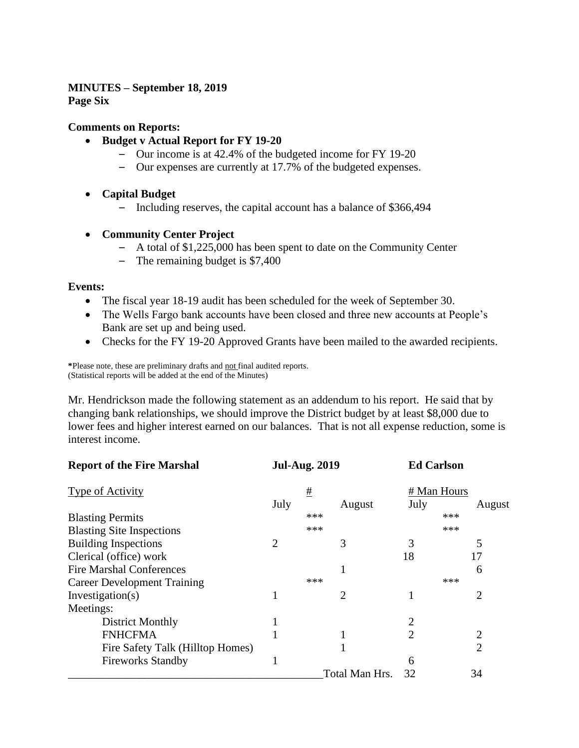**MINUTES – September 18, 2019**
**Page Six**

**Comments on Reports:**

- **Budget v Actual Report for FY 19-20**
  - Our income is at 42.4% of the budgeted income for FY 19-20
  - Our expenses are currently at 17.7% of the budgeted expenses.

- **Capital Budget**
  - Including reserves, the capital account has a balance of $366,494

- **Community Center Project**
  - A total of $1,225,000 has been spent to date on the Community Center
  - The remaining budget is $7,400

**Events:**

- The fiscal year 18-19 audit has been scheduled for the week of September 30.
- The Wells Fargo bank accounts have been closed and three new accounts at People's Bank are set up and being used.
- Checks for the FY 19-20 Approved Grants have been mailed to the awarded recipients.

*Please note, these are preliminary drafts and not final audited reports.
(Statistical reports will be added at the end of the Minutes)

Mr. Hendrickson made the following statement as an addendum to his report. He said that by changing bank relationships, we should improve the District budget by at least $8,000 due to lower fees and higher interest earned on our balances. That is not all expense reduction, some is interest income.

**Report of the Fire Marshal** **Jul-Aug. 2019** **Ed Carlson**

| Type of Activity | # July | # August | # Man Hours July | # Man Hours August |
|---|---|---|---|---|
| Blasting Permits | *** | | *** | |
| Blasting Site Inspections | *** | | *** | |
| Building Inspections | 2 | 3 | 3 | 5 |
| Clerical (office) work | | | 18 | 17 |
| Fire Marshal Conferences | | 1 | | 6 |
| Career Development Training | *** | | *** | |
| Investigation(s) | 1 | 2 | 1 | 2 |
| Meetings: | | | | |
| District Monthly | 1 | | 2 | |
| FNHCFMA | 1 | 1 | 2 | 2 |
| Fire Safety Talk (Hilltop Homes) | | 1 | | 2 |
| Fireworks Standby | 1 | | 6 | |
| | | Total Man Hrs. | 32 | 34 |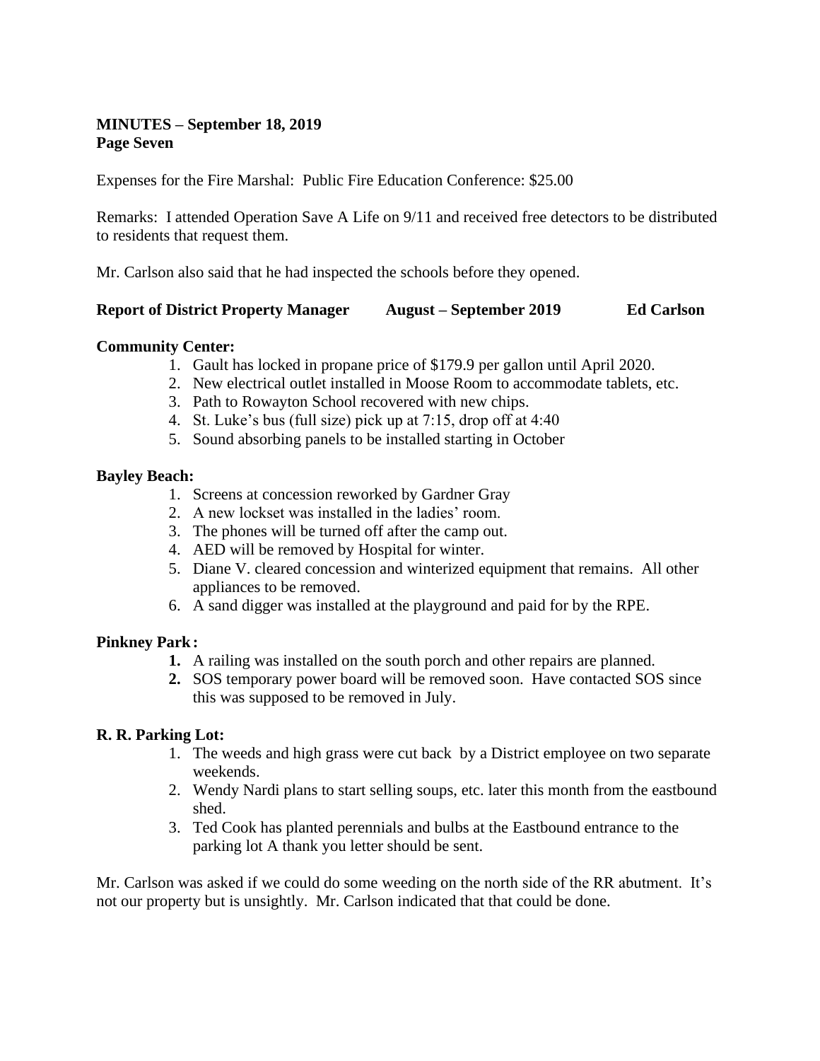**MINUTES – September 18, 2019**
**Page Seven**

Expenses for the Fire Marshal: Public Fire Education Conference: $25.00

Remarks: I attended Operation Save A Life on 9/11 and received free detectors to be distributed to residents that request them.

Mr. Carlson also said that he had inspected the schools before they opened.

**Report of District Property Manager August – September 2019 Ed Carlson**

**Community Center:**

1. Gault has locked in propane price of $179.9 per gallon until April 2020.
2. New electrical outlet installed in Moose Room to accommodate tablets, etc.
3. Path to Rowayton School recovered with new chips.
4. St. Luke's bus (full size) pick up at 7:15, drop off at 4:40
5. Sound absorbing panels to be installed starting in October

**Bayley Beach:**

1. Screens at concession reworked by Gardner Gray
2. A new lockset was installed in the ladies' room.
3. The phones will be turned off after the camp out.
4. AED will be removed by Hospital for winter.
5. Diane V. cleared concession and winterized equipment that remains. All other appliances to be removed.
6. A sand digger was installed at the playground and paid for by the RPE.

**Pinkney Park:**

1. A railing was installed on the south porch and other repairs are planned.
2. SOS temporary power board will be removed soon. Have contacted SOS since this was supposed to be removed in July.

**R. R. Parking Lot:**

1. The weeds and high grass were cut back by a District employee on two separate weekends.
2. Wendy Nardi plans to start selling soups, etc. later this month from the eastbound shed.
3. Ted Cook has planted perennials and bulbs at the Eastbound entrance to the parking lot A thank you letter should be sent.

Mr. Carlson was asked if we could do some weeding on the north side of the RR abutment. It's not our property but is unsightly. Mr. Carlson indicated that that could be done.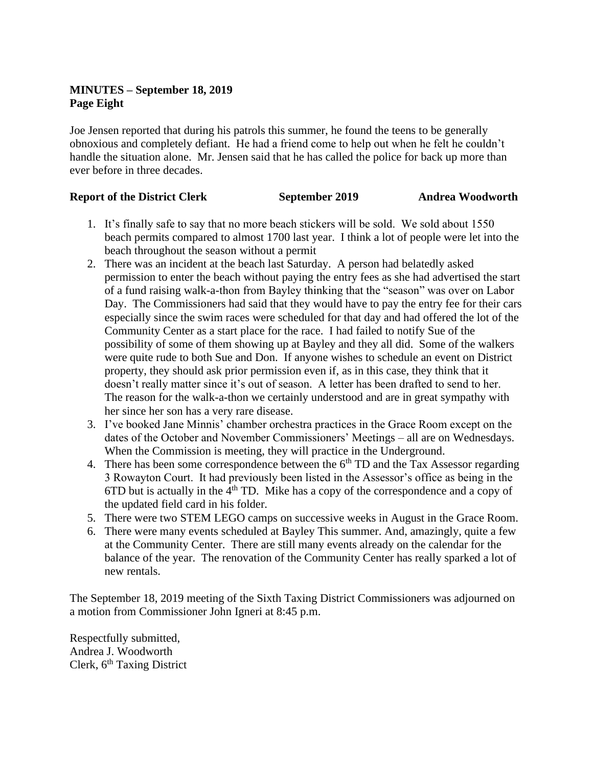**MINUTES – September 18, 2019**
**Page Eight**

Joe Jensen reported that during his patrols this summer, he found the teens to be generally obnoxious and completely defiant. He had a friend come to help out when he felt he couldn't handle the situation alone. Mr. Jensen said that he has called the police for back up more than ever before in three decades.

**Report of the District Clerk September 2019 Andrea Woodworth**

1. It's finally safe to say that no more beach stickers will be sold. We sold about 1550 beach permits compared to almost 1700 last year. I think a lot of people were let into the beach throughout the season without a permit
2. There was an incident at the beach last Saturday. A person had belatedly asked permission to enter the beach without paying the entry fees as she had advertised the start of a fund raising walk-a-thon from Bayley thinking that the "season" was over on Labor Day. The Commissioners had said that they would have to pay the entry fee for their cars especially since the swim races were scheduled for that day and had offered the lot of the Community Center as a start place for the race. I had failed to notify Sue of the possibility of some of them showing up at Bayley and they all did. Some of the walkers were quite rude to both Sue and Don. If anyone wishes to schedule an event on District property, they should ask prior permission even if, as in this case, they think that it doesn't really matter since it's out of season. A letter has been drafted to send to her. The reason for the walk-a-thon we certainly understood and are in great sympathy with her since her son has a very rare disease.
3. I've booked Jane Minnis' chamber orchestra practices in the Grace Room except on the dates of the October and November Commissioners' Meetings – all are on Wednesdays. When the Commission is meeting, they will practice in the Underground.
4. There has been some correspondence between the 6th TD and the Tax Assessor regarding 3 Rowayton Court. It had previously been listed in the Assessor's office as being in the 6TD but is actually in the 4th TD. Mike has a copy of the correspondence and a copy of the updated field card in his folder.
5. There were two STEM LEGO camps on successive weeks in August in the Grace Room.
6. There were many events scheduled at Bayley This summer. And, amazingly, quite a few at the Community Center. There are still many events already on the calendar for the balance of the year. The renovation of the Community Center has really sparked a lot of new rentals.

The September 18, 2019 meeting of the Sixth Taxing District Commissioners was adjourned on a motion from Commissioner John Igneri at 8:45 p.m.

Respectfully submitted,
Andrea J. Woodworth
Clerk, 6th Taxing District